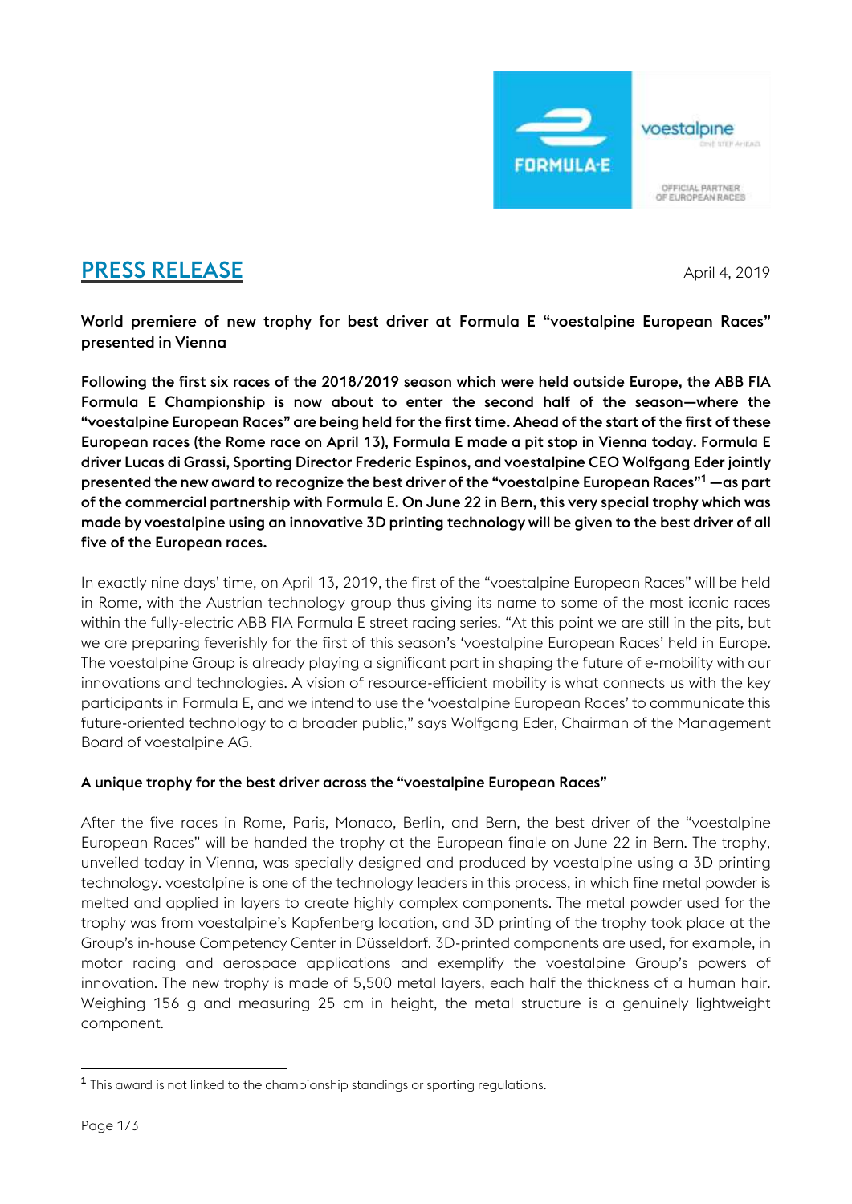# PRESS RELEASE

April 4, 2019

**World premiere of new trophy for best driver at Formula E "voestalpine European Races" presented in Vienna**

**Following the first six races of the 2018/2019 season which were held outside Europe, the ABB FIA Formula E Championship is now about to enter the second half of the season—where the "voestalpine European Races" are being held for the first time. Ahead of the start of the first of these European races (the Rome race on April 13), Formula E made a pit stop in Vienna today. Formula E driver Lucas di Grassi, Sporting Director Frederic Espinos, and voestalpine CEO Wolfgang Eder jointly presented the new award to recognize the best driver of the "voestalpine European Races"[1] —as part of the commercial partnership with Formula E. On June 22 in Bern, this very special trophy which was made by voestalpine using an innovative 3D printing technology will be given to the best driver of all five of the European races.**

In exactly nine days' time, on April 13, 2019, the first of the "voestalpine European Races" will be held in Rome, with the Austrian technology group thus giving its name to some of the most iconic races within the fully-electric ABB FIA Formula E street racing series. "At this point we are still in the pits, but we are preparing feverishly for the first of this season's 'voestalpine European Races' held in Europe. The voestalpine Group is already playing a significant part in shaping the future of e-mobility with our innovations and technologies. A vision of resource-efficient mobility is what connects us with the key participants in Formula E, and we intend to use the 'voestalpine European Races' to communicate this future-oriented technology to a broader public," says Wolfgang Eder, Chairman of the Management Board of voestalpine AG.

**A unique trophy for the best driver across the "voestalpine European Races"**

After the five races in Rome, Paris, Monaco, Berlin, and Bern, the best driver of the "voestalpine European Races" will be handed the trophy at the European finale on June 22 in Bern. The trophy, unveiled today in Vienna, was specially designed and produced by voestalpine using a 3D printing technology. voestalpine is one of the technology leaders in this process, in which fine metal powder is melted and applied in layers to create highly complex components. The metal powder used for the trophy was from voestalpine's Kapfenberg location, and 3D printing of the trophy took place at the Group's in-house Competency Center in Düsseldorf. 3D-printed components are used, for example, in motor racing and aerospace applications and exemplify the voestalpine Group's powers of innovation. The new trophy is made of 5,500 metal layers, each half the thickness of a human hair. Weighing 156 g and measuring 25 cm in height, the metal structure is a genuinely lightweight component.

---

[1] This award is not linked to the championship standings or sporting regulations.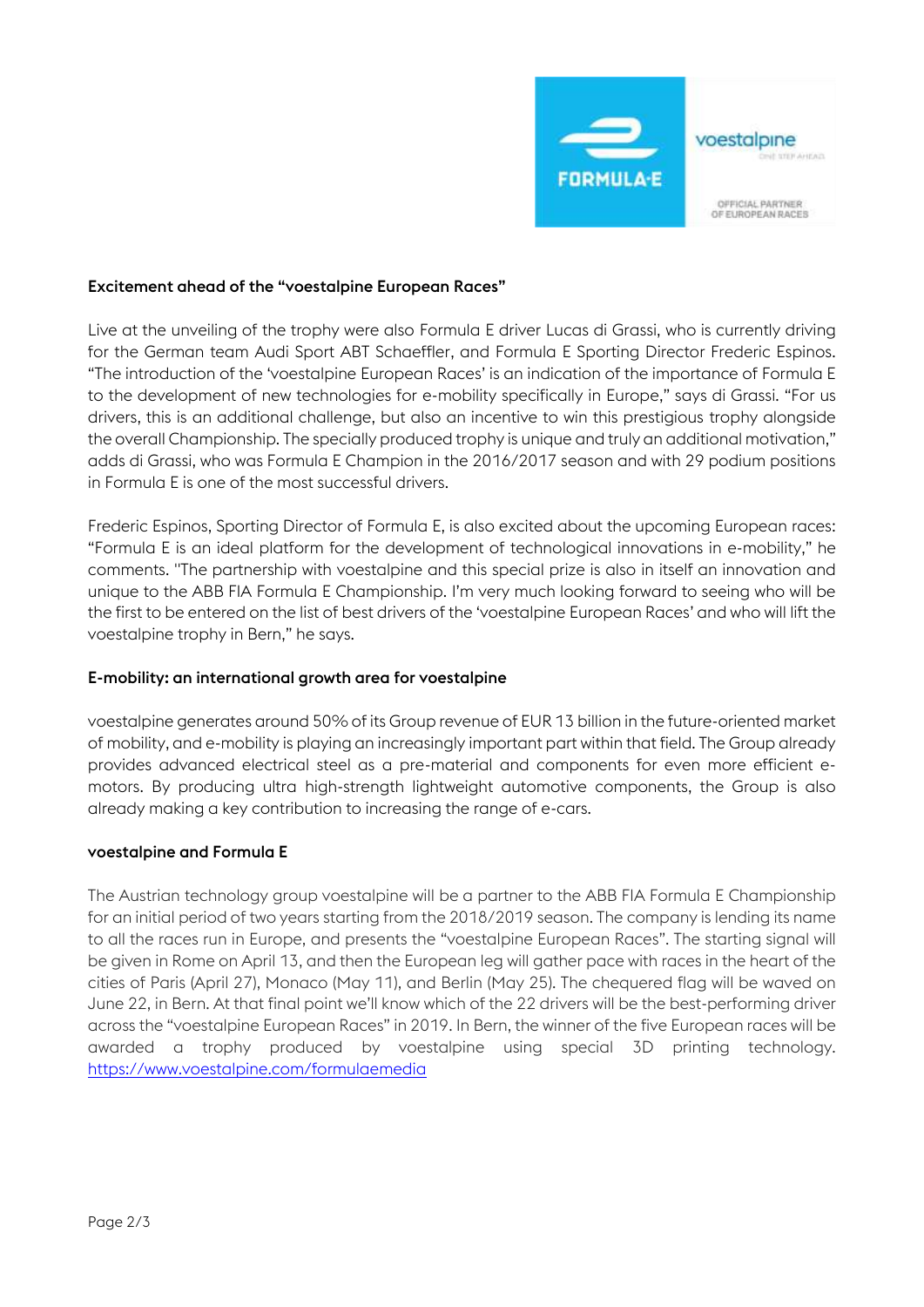### Excitement ahead of the "voestalpine European Races"

Live at the unveiling of the trophy were also Formula E driver Lucas di Grassi, who is currently driving for the German team Audi Sport ABT Schaeffler, and Formula E Sporting Director Frederic Espinos. "The introduction of the 'voestalpine European Races' is an indication of the importance of Formula E to the development of new technologies for e-mobility specifically in Europe," says di Grassi. "For us drivers, this is an additional challenge, but also an incentive to win this prestigious trophy alongside the overall Championship. The specially produced trophy is unique and truly an additional motivation," adds di Grassi, who was Formula E Champion in the 2016/2017 season and with 29 podium positions in Formula E is one of the most successful drivers.

Frederic Espinos, Sporting Director of Formula E, is also excited about the upcoming European races: "Formula E is an ideal platform for the development of technological innovations in e-mobility," he comments. "The partnership with voestalpine and this special prize is also in itself an innovation and unique to the ABB FIA Formula E Championship. I'm very much looking forward to seeing who will be the first to be entered on the list of best drivers of the 'voestalpine European Races' and who will lift the voestalpine trophy in Bern," he says.

### E-mobility: an international growth area for voestalpine

voestalpine generates around 50% of its Group revenue of EUR 13 billion in the future-oriented market of mobility, and e-mobility is playing an increasingly important part within that field. The Group already provides advanced electrical steel as a pre-material and components for even more efficient e-motors. By producing ultra high-strength lightweight automotive components, the Group is also already making a key contribution to increasing the range of e-cars.

### voestalpine and Formula E

The Austrian technology group voestalpine will be a partner to the ABB FIA Formula E Championship for an initial period of two years starting from the 2018/2019 season. The company is lending its name to all the races run in Europe, and presents the "voestalpine European Races". The starting signal will be given in Rome on April 13, and then the European leg will gather pace with races in the heart of the cities of Paris (April 27), Monaco (May 11), and Berlin (May 25). The chequered flag will be waved on June 22, in Bern. At that final point we'll know which of the 22 drivers will be the best-performing driver across the "voestalpine European Races" in 2019. In Bern, the winner of the five European races will be awarded a trophy produced by voestalpine using special 3D printing technology. [https://www.voestalpine.com/formulaemedia](https://www.voestalpine.com/formulaemedia)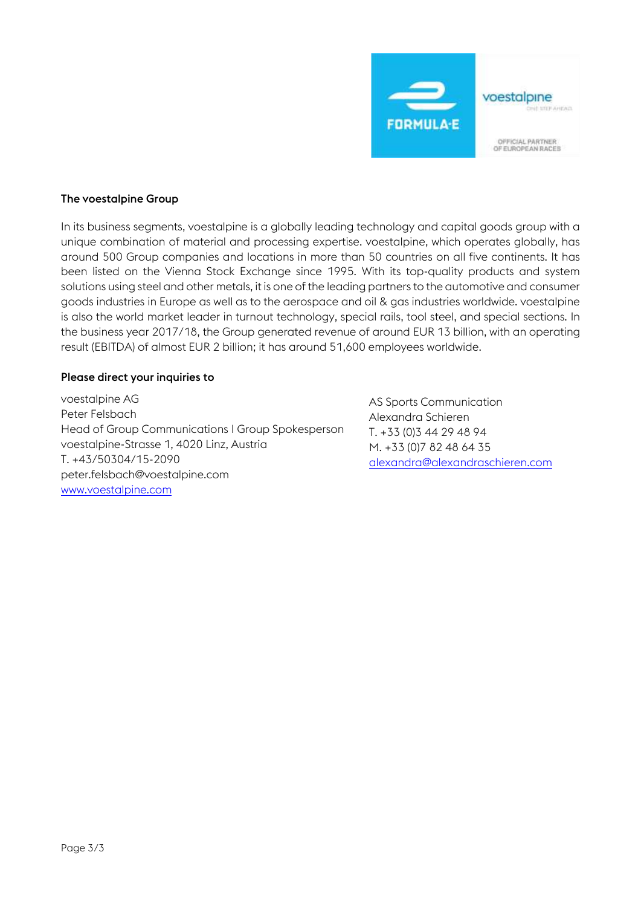### The voestalpine Group

In its business segments, voestalpine is a globally leading technology and capital goods group with a unique combination of material and processing expertise. voestalpine, which operates globally, has around 500 Group companies and locations in more than 50 countries on all five continents. It has been listed on the Vienna Stock Exchange since 1995. With its top-quality products and system solutions using steel and other metals, it is one of the leading partners to the automotive and consumer goods industries in Europe as well as to the aerospace and oil & gas industries worldwide. voestalpine is also the world market leader in turnout technology, special rails, tool steel, and special sections. In the business year 2017/18, the Group generated revenue of around EUR 13 billion, with an operating result (EBITDA) of almost EUR 2 billion; it has around 51,600 employees worldwide.

### Please direct your inquiries to

voestalpine AG
Peter Felsbach
Head of Group Communications I Group Spokesperson
voestalpine-Strasse 1, 4020 Linz, Austria
T. +43/50304/15-2090
peter.felsbach@voestalpine.com
www.voestalpine.com

AS Sports Communication
Alexandra Schieren
T. +33 (0)3 44 29 48 94
M. +33 (0)7 82 48 64 35
alexandra@alexandraschieren.com